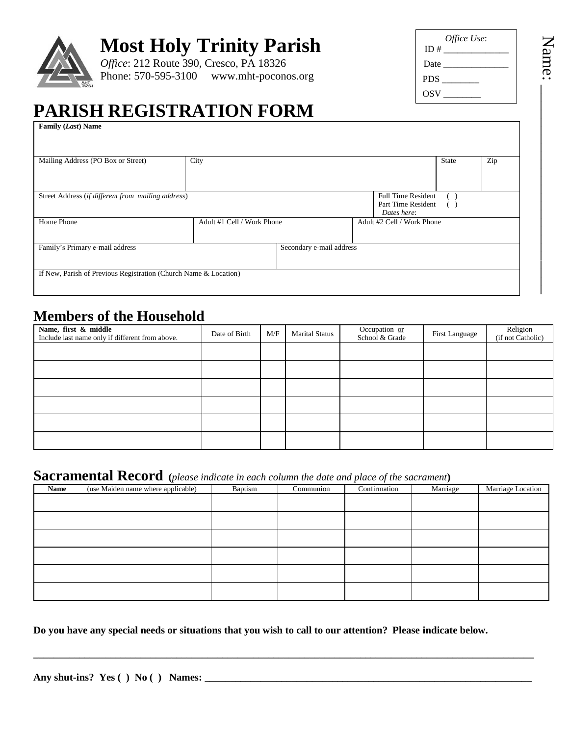# Most Holy Trinity Parish

*Office*: 212 Route 390, Cresco, PA 18326
Phone: 570-595-3100 www.mht-poconos.org

*Office Use*:
ID # ______________
Date ______________
PDS ________
OSV ________

Name: ________________

# PARISH REGISTRATION FORM

| | | | | |
|---|---|---|---|---|
| **Family (*Last*) Name** | | | | |
| Mailing Address (PO Box or Street) | City | | State | Zip |
| Street Address (*if different from mailing address*) | | Full Time Resident ( ) Part Time Resident ( ) *Dates here*: | | |
| Home Phone | Adult #1 Cell / Work Phone | Adult #2 Cell / Work Phone | | |
| Family's Primary e-mail address | Secondary e-mail address | | | |
| If New, Parish of Previous Registration (Church Name & Location) | | | | |

## Members of the Household

| **Name, first & middle** Include last name only if different from above. | Date of Birth | M/F | Marital Status | Occupation <u>or</u> School & Grade | First Language | Religion (if not Catholic) |
|---|---|---|---|---|---|---|
| | | | | | | |
| | | | | | | |
| | | | | | | |
| | | | | | | |
| | | | | | | |
| | | | | | | |

## Sacramental Record (*please indicate in each column the date and place of the sacrament*)

| **Name** (use Maiden name where applicable) | Baptism | Communion | Confirmation | Marriage | Marriage Location |
|---|---|---|---|---|---|
| | | | | | |
| | | | | | |
| | | | | | |
| | | | | | |
| | | | | | |
| | | | | | |

**Do you have any special needs or situations that you wish to call to our attention? Please indicate below.**

______________________________________________________________________________

**Any shut-ins? Yes ( ) No ( ) Names:** ___________________________________________________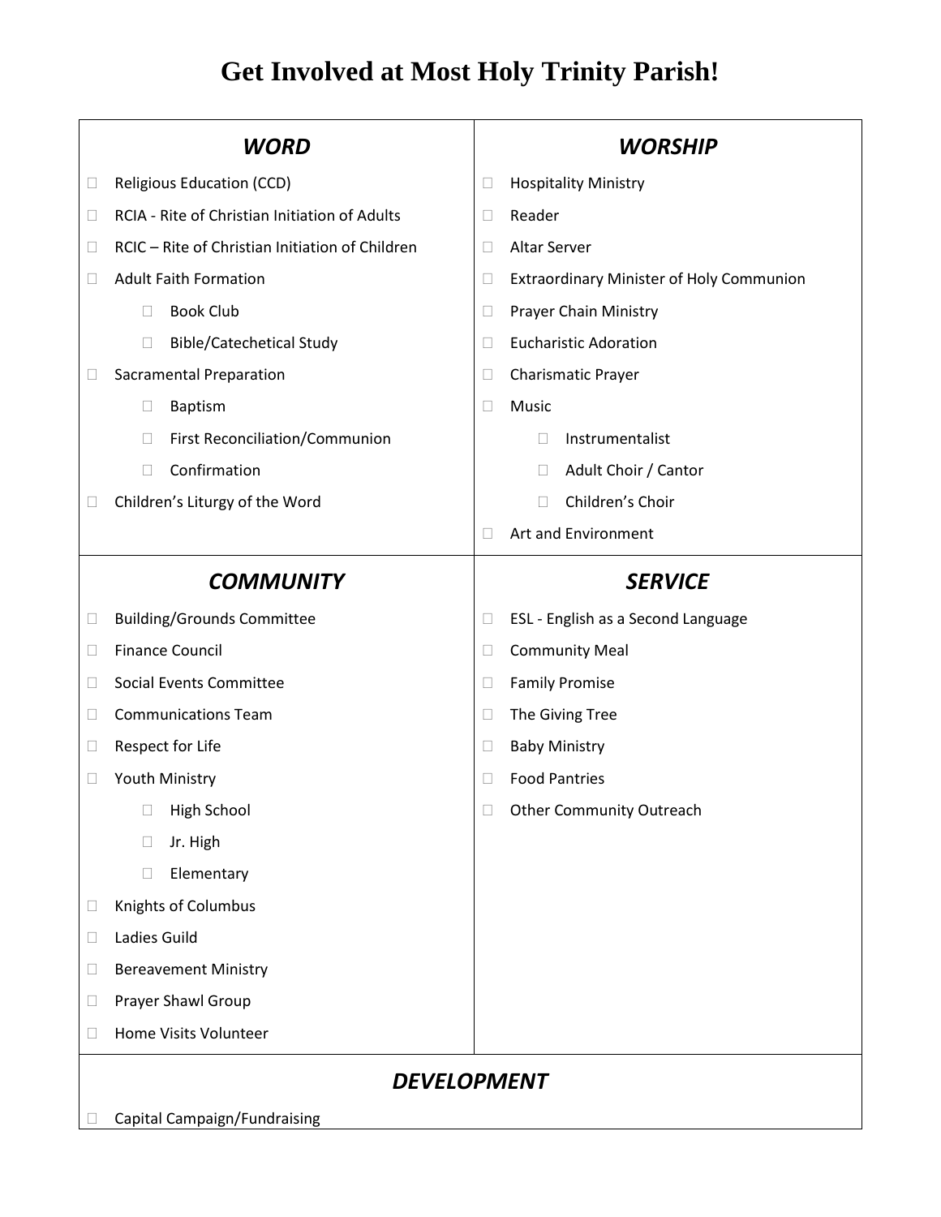# Get Involved at Most Holy Trinity Parish!

## WORD

- ☐ Religious Education (CCD)
- ☐ RCIA - Rite of Christian Initiation of Adults
- ☐ RCIC – Rite of Christian Initiation of Children
- ☐ Adult Faith Formation
  - ☐ Book Club
  - ☐ Bible/Catechetical Study
- ☐ Sacramental Preparation
  - ☐ Baptism
  - ☐ First Reconciliation/Communion
  - ☐ Confirmation
- ☐ Children's Liturgy of the Word

## WORSHIP

- ☐ Hospitality Ministry
- ☐ Reader
- ☐ Altar Server
- ☐ Extraordinary Minister of Holy Communion
- ☐ Prayer Chain Ministry
- ☐ Eucharistic Adoration
- ☐ Charismatic Prayer
- ☐ Music
  - ☐ Instrumentalist
  - ☐ Adult Choir / Cantor
  - ☐ Children's Choir
- ☐ Art and Environment

## COMMUNITY

- ☐ Building/Grounds Committee
- ☐ Finance Council
- ☐ Social Events Committee
- ☐ Communications Team
- ☐ Respect for Life
- ☐ Youth Ministry
  - ☐ High School
  - ☐ Jr. High
  - ☐ Elementary
- ☐ Knights of Columbus
- ☐ Ladies Guild
- ☐ Bereavement Ministry
- ☐ Prayer Shawl Group
- ☐ Home Visits Volunteer

## SERVICE

- ☐ ESL - English as a Second Language
- ☐ Community Meal
- ☐ Family Promise
- ☐ The Giving Tree
- ☐ Baby Ministry
- ☐ Food Pantries
- ☐ Other Community Outreach

## DEVELOPMENT

- ☐ Capital Campaign/Fundraising